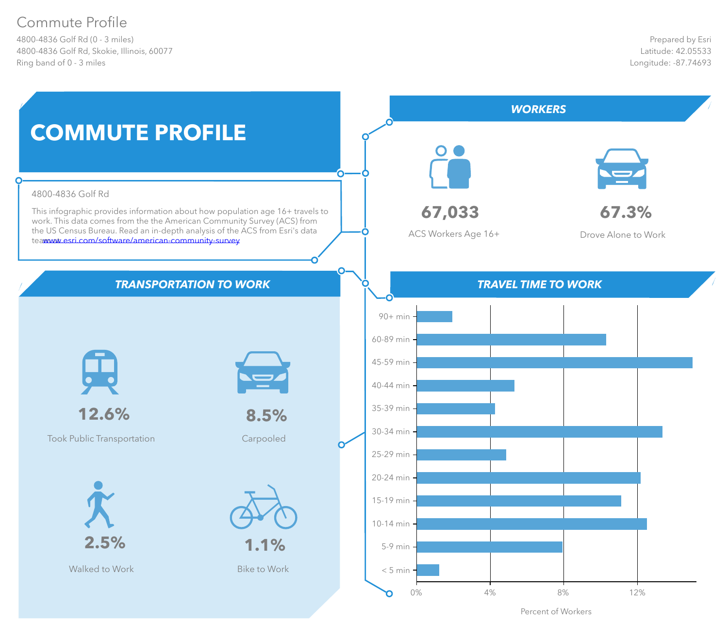# Commute Profile

4800-4836 Golf Rd (0 - 3 miles)
4800-4836 Golf Rd, Skokie, Illinois, 60077
Ring band of 0 - 3 miles

Prepared by Esri
Latitude: 42.05533
Longitude: -87.74693

## COMMUTE PROFILE

4800-4836 Golf Rd

This infographic provides information about how population age 16+ travels to work. This data comes from the the American Community Survey (ACS) from the US Census Bureau. Read an in-depth analysis of the ACS from Esri's data team www.esri.com/software/american-community-survey

## WORKERS

**67,033**
ACS Workers Age 16+

**67.3%**
Drove Alone to Work

## TRANSPORTATION TO WORK

**12.6%**
Took Public Transportation

**8.5%**
Carpooled

**2.5%**
Walked to Work

**1.1%**
Bike to Work

## TRAVEL TIME TO WORK

| Travel Time | Percent of Workers (approx.) |
|---|---|
| 90+ min | ~2% |
| 60-89 min | ~10% |
| 45-59 min | ~15% |
| 40-44 min | ~5% |
| 35-39 min | ~4% |
| 30-34 min | ~13% |
| 25-29 min | ~5% |
| 20-24 min | ~12% |
| 15-19 min | ~11% |
| 10-14 min | ~12.5% |
| 5-9 min | ~8% |
| < 5 min | ~1% |

Percent of Workers (axis: 0%, 4%, 8%, 12%)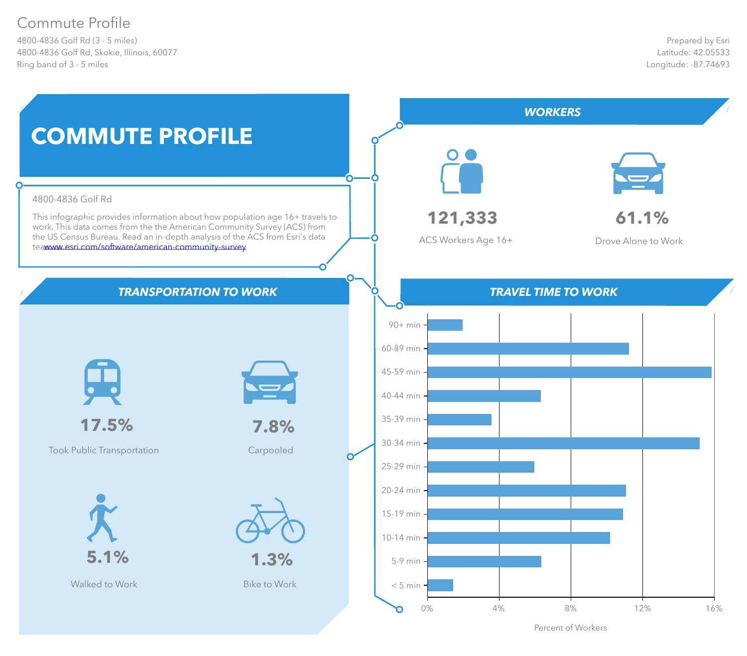# Commute Profile

4800-4836 Golf Rd (3 - 5 miles)
4800-4836 Golf Rd, Skokie, Illinois, 60077
Ring band of 3 - 5 miles

Prepared by Esri
Latitude: 42.05533
Longitude: -87.74693

## COMMUTE PROFILE

4800-4836 Golf Rd

This infographic provides information about how population age 16+ travels to work. This data comes from the the American Community Survey (ACS) from the US Census Bureau. Read an in-depth analysis of the ACS from Esri's data teawww.esri.com/software/american-community-survey

## WORKERS

**121,333**
ACS Workers Age 16+

**61.1%**
Drove Alone to Work

## TRANSPORTATION TO WORK

**17.5%**
Took Public Transportation

**7.8%**
Carpooled

**5.1%**
Walked to Work

**1.3%**
Bike to Work

## TRAVEL TIME TO WORK

Categories (Percent of Workers, axis 0%–16%): 90+ min, 60-89 min, 45-59 min, 40-44 min, 35-39 min, 30-34 min, 25-29 min, 20-24 min, 15-19 min, 10-14 min, 5-9 min, < 5 min

Percent of Workers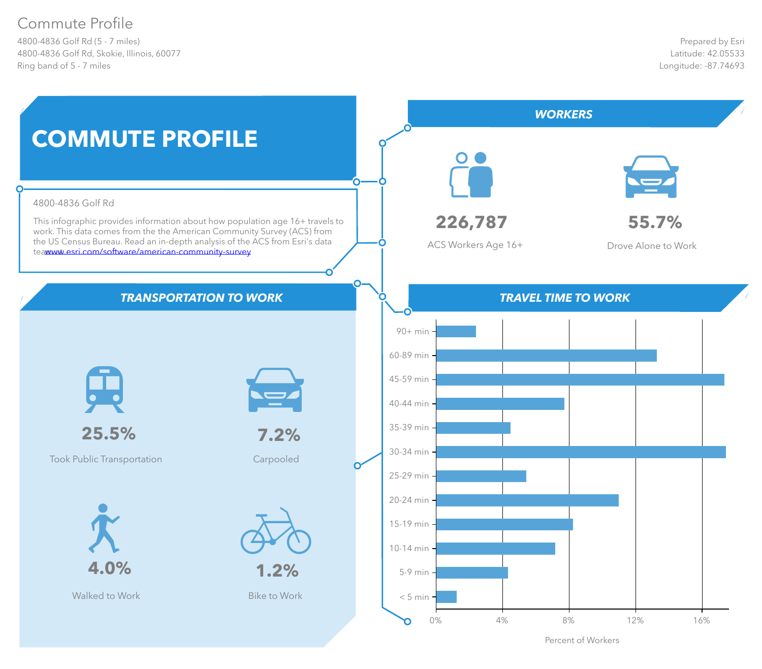# Commute Profile

4800-4836 Golf Rd (5 - 7 miles)
4800-4836 Golf Rd, Skokie, Illinois, 60077
Ring band of 5 - 7 miles

Prepared by Esri
Latitude: 42.05533
Longitude: -87.74693

## COMMUTE PROFILE

4800-4836 Golf Rd

This infographic provides information about how population age 16+ travels to work. This data comes from the the American Community Survey (ACS) from the US Census Bureau. Read an in-depth analysis of the ACS from Esri's data teawww.esri.com/software/american-community-survey

## WORKERS

**226,787**
ACS Workers Age 16+

**55.7%**
Drove Alone to Work

## TRANSPORTATION TO WORK

**25.5%**
Took Public Transportation

**7.2%**
Carpooled

**4.0%**
Walked to Work

**1.2%**
Bike to Work

## TRAVEL TIME TO WORK

| Travel Time | Percent of Workers (approx.) |
|---|---|
| 90+ min | 2.4% |
| 60-89 min | 13.3% |
| 45-59 min | 17.3% |
| 40-44 min | 7.7% |
| 35-39 min | 4.5% |
| 30-34 min | 17.4% |
| 25-29 min | 5.4% |
| 20-24 min | 11.0% |
| 15-19 min | 8.2% |
| 10-14 min | 7.2% |
| 5-9 min | 4.3% |
| < 5 min | 1.2% |

Percent of Workers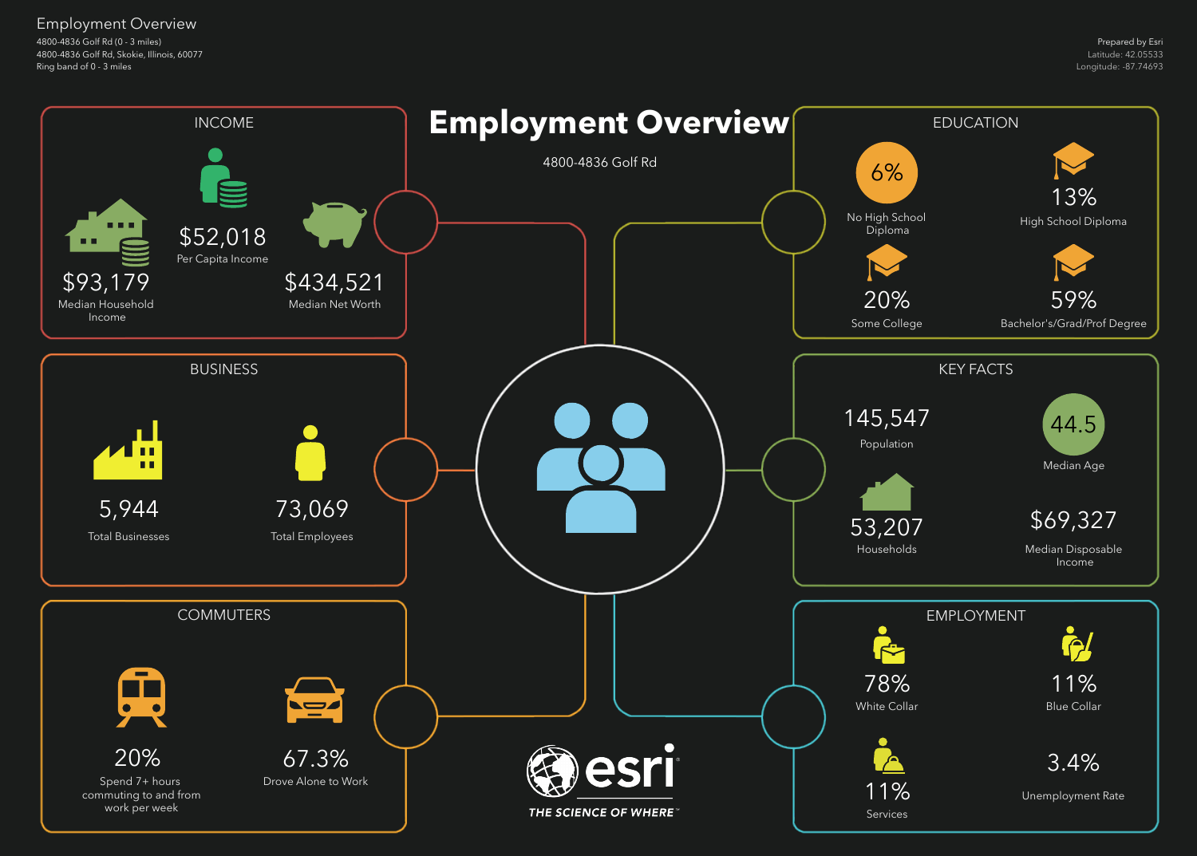Employment Overview
4800-4836 Golf Rd (0 - 3 miles)
4800-4836 Golf Rd, Skokie, Illinois, 60077
Ring band of 0 - 3 miles

Prepared by Esri
Latitude: 42.05533
Longitude: -87.74693

# Employment Overview

4800-4836 Golf Rd

## INCOME

$52,018
Per Capita Income

$93,179
Median Household Income

$434,521
Median Net Worth

## BUSINESS

5,944
Total Businesses

73,069
Total Employees

## COMMUTERS

20%
Spend 7+ hours commuting to and from work per week

67.3%
Drove Alone to Work

## EDUCATION

6%
No High School Diploma

13%
High School Diploma

20%
Some College

59%
Bachelor's/Grad/Prof Degree

## KEY FACTS

145,547
Population

44.5
Median Age

53,207
Households

$69,327
Median Disposable Income

## EMPLOYMENT

78%
White Collar

11%
Blue Collar

11%
Services

3.4%
Unemployment Rate

esri
THE SCIENCE OF WHERE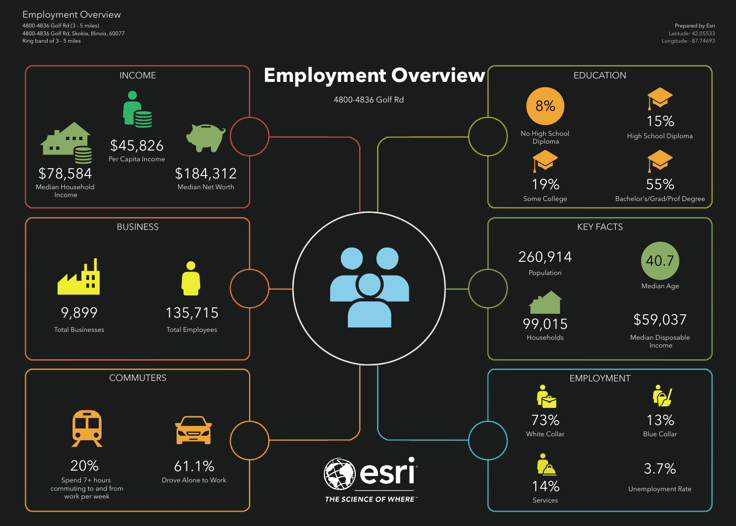# Employment Overview

4800-4836 Golf Rd (3 - 5 miles)
4800-4836 Golf Rd, Skokie, Illinois, 60077
Ring band of 3 - 5 miles

Prepared by Esri
Latitude: 42.05533
Longitude: -87.74693

## Employment Overview

4800-4836 Golf Rd

### INCOME

- $78,584 — Median Household Income
- $45,826 — Per Capita Income
- $184,312 — Median Net Worth

### EDUCATION

- 8% — No High School Diploma
- 15% — High School Diploma
- 19% — Some College
- 55% — Bachelor's/Grad/Prof Degree

### BUSINESS

- 9,899 — Total Businesses
- 135,715 — Total Employees

### KEY FACTS

- 260,914 — Population
- 40.7 — Median Age
- 99,015 — Households
- $59,037 — Median Disposable Income

### COMMUTERS

- 20% — Spend 7+ hours commuting to and from work per week
- 61.1% — Drove Alone to Work

### EMPLOYMENT

- 73% — White Collar
- 13% — Blue Collar
- 14% — Services
- 3.7% — Unemployment Rate

esri
THE SCIENCE OF WHERE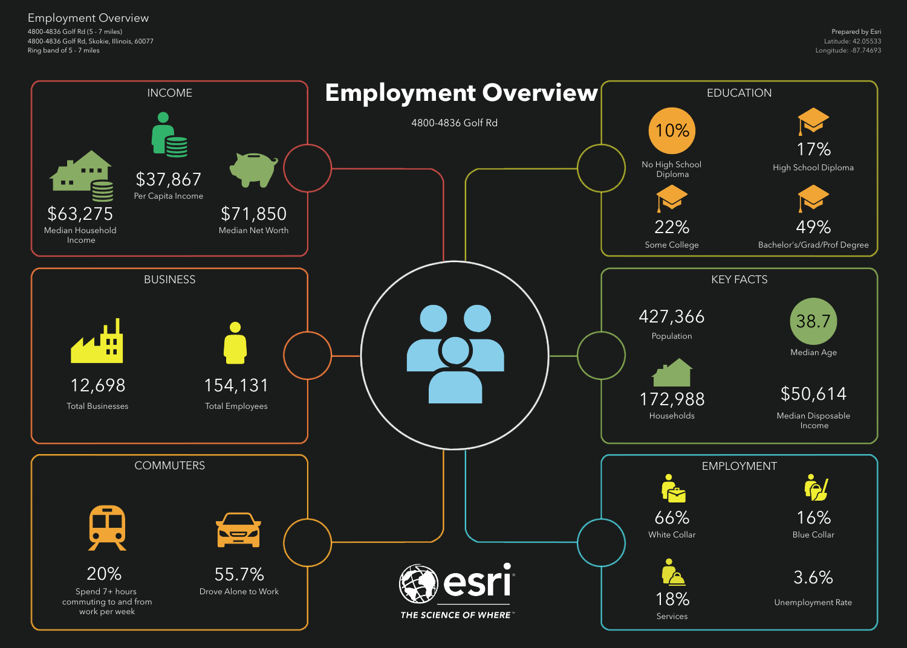Employment Overview

4800-4836 Golf Rd (5 - 7 miles)
4800-4836 Golf Rd, Skokie, Illinois, 60077
Ring band of 5 - 7 miles

Prepared by Esri
Latitude: 42.05533
Longitude: -87.74693

# Employment Overview

4800-4836 Golf Rd

## INCOME

$37,867
Per Capita Income

$63,275
Median Household Income

$71,850
Median Net Worth

## EDUCATION

10%
No High School Diploma

17%
High School Diploma

22%
Some College

49%
Bachelor's/Grad/Prof Degree

## BUSINESS

12,698
Total Businesses

154,131
Total Employees

## KEY FACTS

427,366
Population

38.7
Median Age

172,988
Households

$50,614
Median Disposable Income

## COMMUTERS

20%
Spend 7+ hours commuting to and from work per week

55.7%
Drove Alone to Work

## EMPLOYMENT

66%
White Collar

16%
Blue Collar

18%
Services

3.6%
Unemployment Rate

esri
THE SCIENCE OF WHERE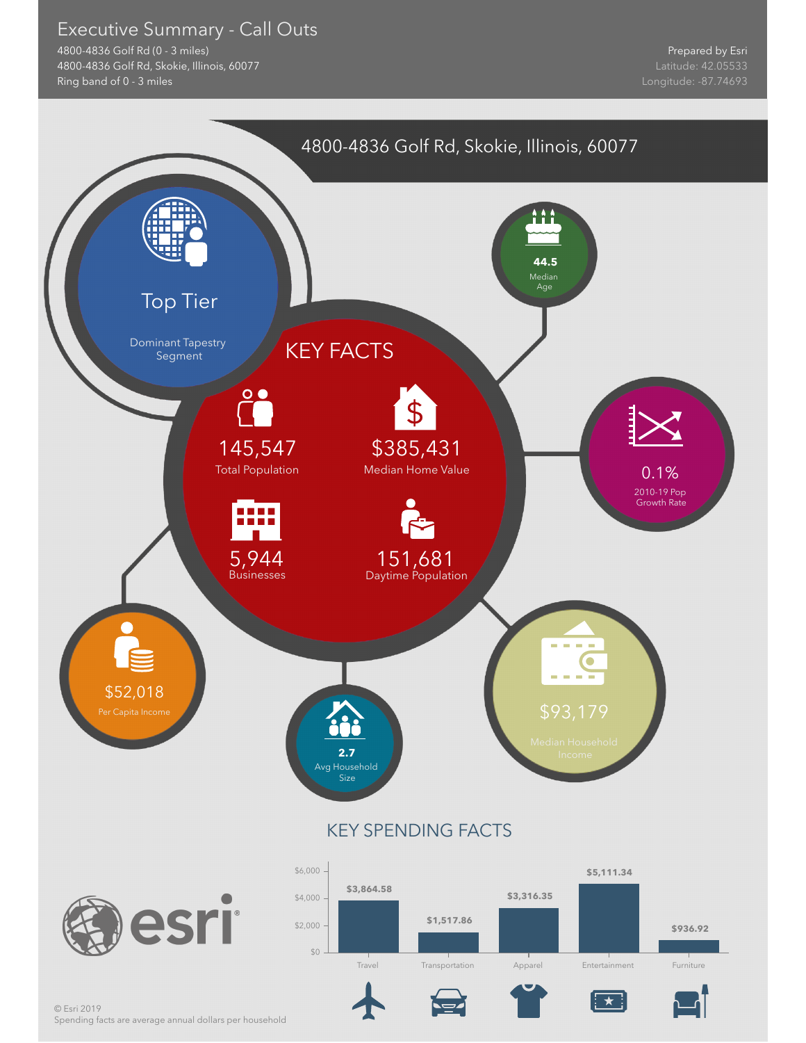# Executive Summary - Call Outs

4800-4836 Golf Rd (0 - 3 miles)
4800-4836 Golf Rd, Skokie, Illinois, 60077
Ring band of 0 - 3 miles

Prepared by Esri
Latitude: 42.05533
Longitude: -87.74693

## 4800-4836 Golf Rd, Skokie, Illinois, 60077

**Top Tier**
Dominant Tapestry Segment

**44.5**
Median Age

## KEY FACTS

**145,547**
Total Population

**$385,431**
Median Home Value

**5,944**
Businesses

**151,681**
Daytime Population

**0.1%**
2010-19 Pop Growth Rate

**$52,018**
Per Capita Income

**2.7**
Avg Household Size

**$93,179**
Median Household Income

## KEY SPENDING FACTS

| Category | Spending |
|---|---|
| Travel | $3,864.58 |
| Transportation | $1,517.86 |
| Apparel | $3,316.35 |
| Entertainment | $5,111.34 |
| Furniture | $936.92 |

esri

© Esri 2019
Spending facts are average annual dollars per household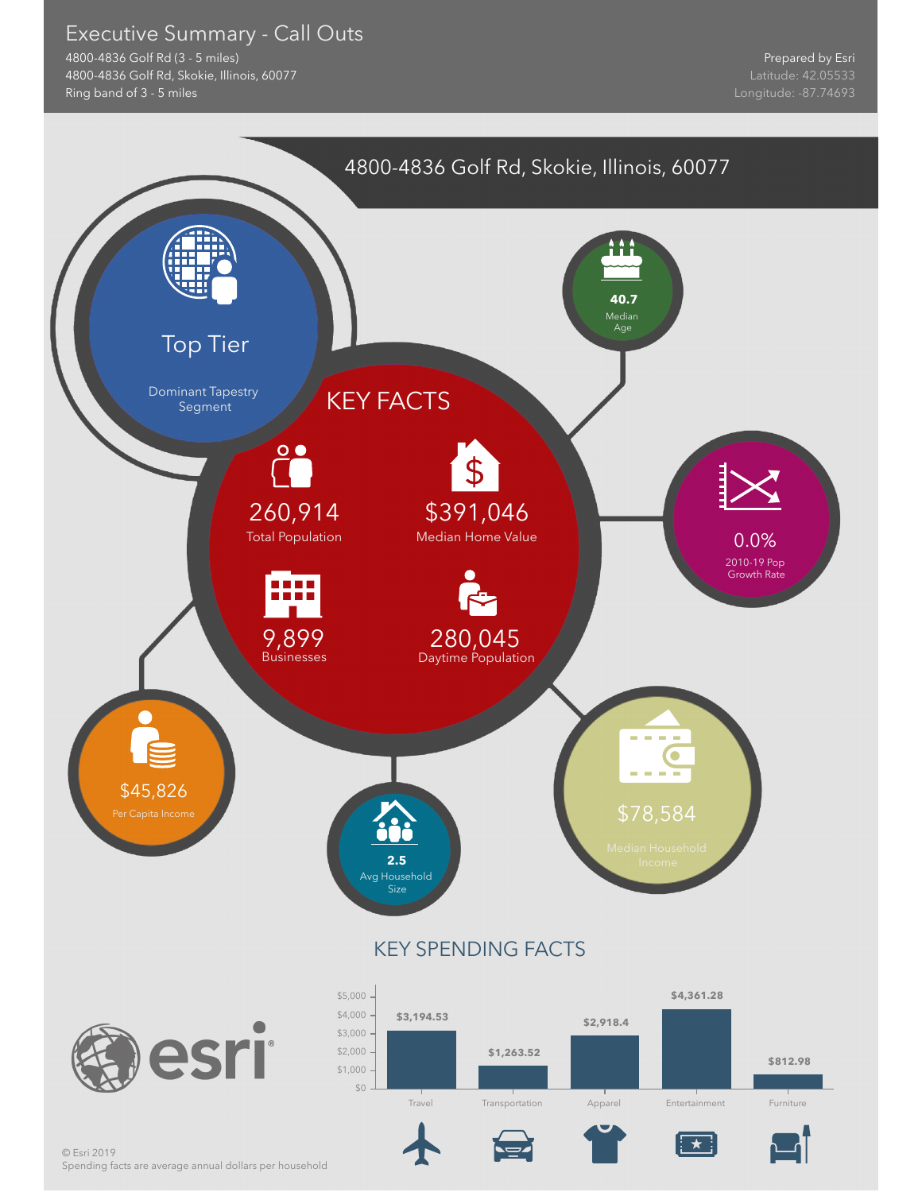# Executive Summary - Call Outs

4800-4836 Golf Rd (3 - 5 miles)
4800-4836 Golf Rd, Skokie, Illinois, 60077
Ring band of 3 - 5 miles

Prepared by Esri
Latitude: 42.05533
Longitude: -87.74693

## 4800-4836 Golf Rd, Skokie, Illinois, 60077

**Top Tier**
Dominant Tapestry Segment

### KEY FACTS

- **260,914** Total Population
- **$391,046** Median Home Value
- **9,899** Businesses
- **280,045** Daytime Population

- **40.7** Median Age
- **0.0%** 2010-19 Pop Growth Rate
- **$45,826** Per Capita Income
- **2.5** Avg Household Size
- **$78,584** Median Household Income

### KEY SPENDING FACTS

| Category | Amount |
|---|---|
| Travel | $3,194.53 |
| Transportation | $1,263.52 |
| Apparel | $2,918.4 |
| Entertainment | $4,361.28 |
| Furniture | $812.98 |

© Esri 2019
Spending facts are average annual dollars per household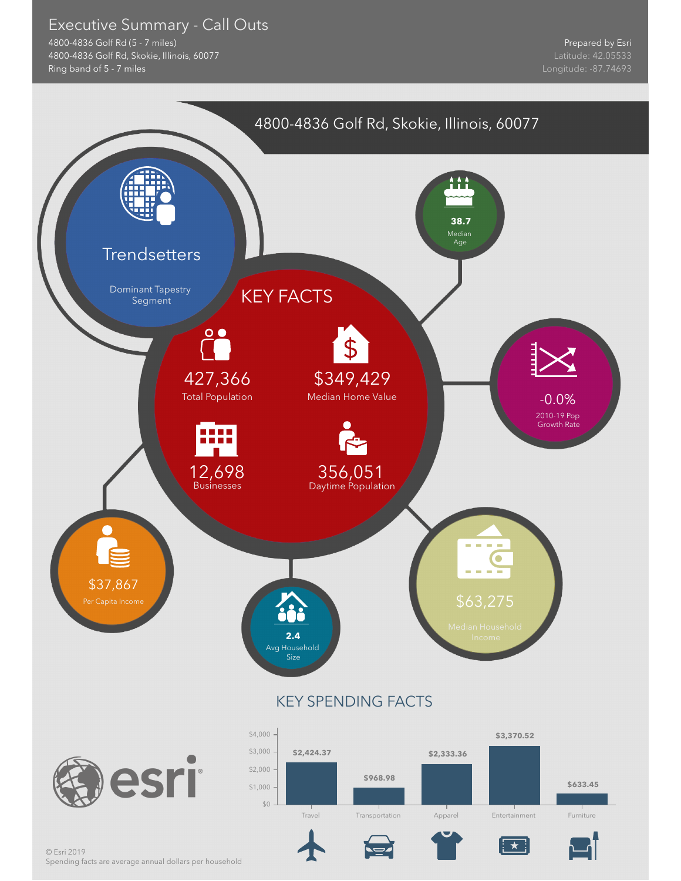# Executive Summary - Call Outs

4800-4836 Golf Rd (5 - 7 miles)
4800-4836 Golf Rd, Skokie, Illinois, 60077
Ring band of 5 - 7 miles

Prepared by Esri
Latitude: 42.05533
Longitude: -87.74693

## 4800-4836 Golf Rd, Skokie, Illinois, 60077

**Trendsetters**
Dominant Tapestry Segment

**38.7**
Median Age

## KEY FACTS

**427,366**
Total Population

**$349,429**
Median Home Value

**12,698**
Businesses

**356,051**
Daytime Population

**-0.0%**
2010-19 Pop Growth Rate

**$37,867**
Per Capita Income

**2.4**
Avg Household Size

**$63,275**
Median Household Income

## KEY SPENDING FACTS

| Category | Amount |
| --- | --- |
| Travel | $2,424.37 |
| Transportation | $968.98 |
| Apparel | $2,333.36 |
| Entertainment | $3,370.52 |
| Furniture | $633.45 |

© Esri 2019
Spending facts are average annual dollars per household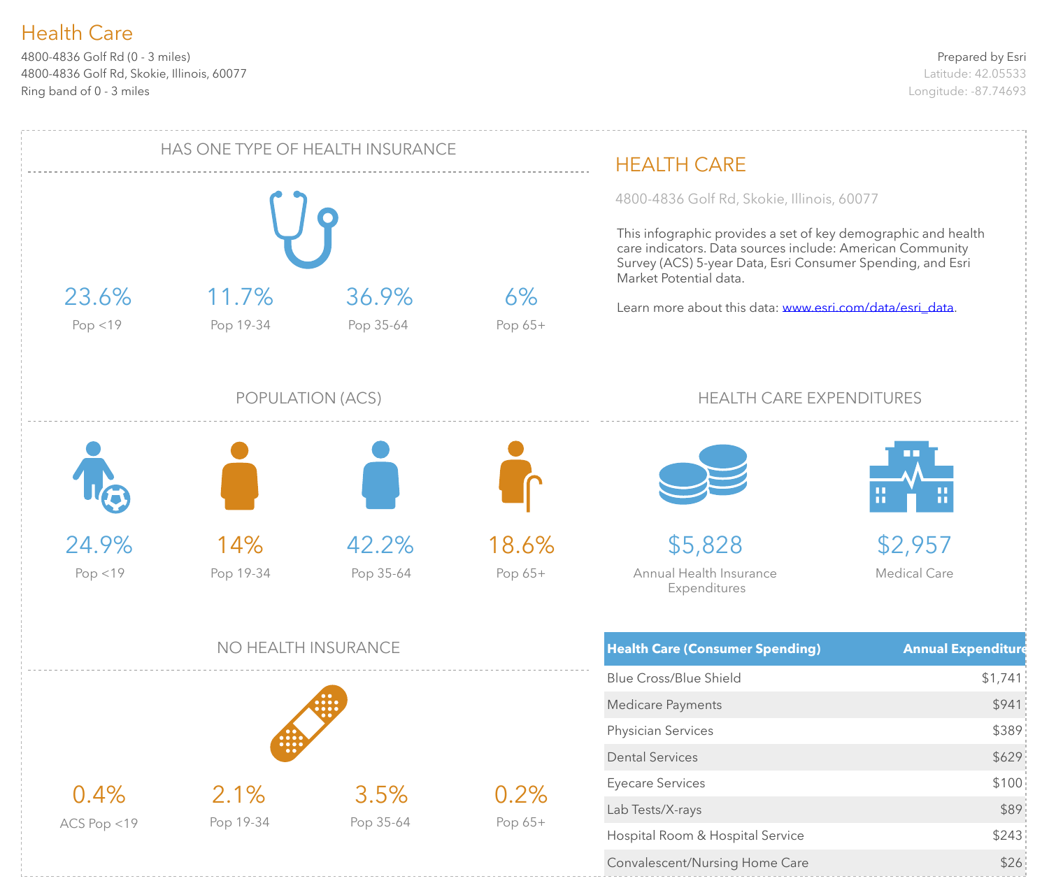# Health Care

4800-4836 Golf Rd (0 - 3 miles)
4800-4836 Golf Rd, Skokie, Illinois, 60077
Ring band of 0 - 3 miles

Prepared by Esri
Latitude: 42.05533
Longitude: -87.74693

## HAS ONE TYPE OF HEALTH INSURANCE

| 23.6% | 11.7% | 36.9% | 6% |
|---|---|---|---|
| Pop <19 | Pop 19-34 | Pop 35-64 | Pop 65+ |

## POPULATION (ACS)

| 24.9% | 14% | 42.2% | 18.6% |
|---|---|---|---|
| Pop <19 | Pop 19-34 | Pop 35-64 | Pop 65+ |

## NO HEALTH INSURANCE

| 0.4% | 2.1% | 3.5% | 0.2% |
|---|---|---|---|
| ACS Pop <19 | Pop 19-34 | Pop 35-64 | Pop 65+ |

## HEALTH CARE

4800-4836 Golf Rd, Skokie, Illinois, 60077

This infographic provides a set of key demographic and health care indicators. Data sources include: American Community Survey (ACS) 5-year Data, Esri Consumer Spending, and Esri Market Potential data.

Learn more about this data: www.esri.com/data/esri_data.

## HEALTH CARE EXPENDITURES

**$5,828**
Annual Health Insurance Expenditures

**$2,957**
Medical Care

| Health Care (Consumer Spending) | Annual Expenditure |
|---|---|
| Blue Cross/Blue Shield | $1,741 |
| Medicare Payments | $941 |
| Physician Services | $389 |
| Dental Services | $629 |
| Eyecare Services | $100 |
| Lab Tests/X-rays | $89 |
| Hospital Room & Hospital Service | $243 |
| Convalescent/Nursing Home Care | $26 |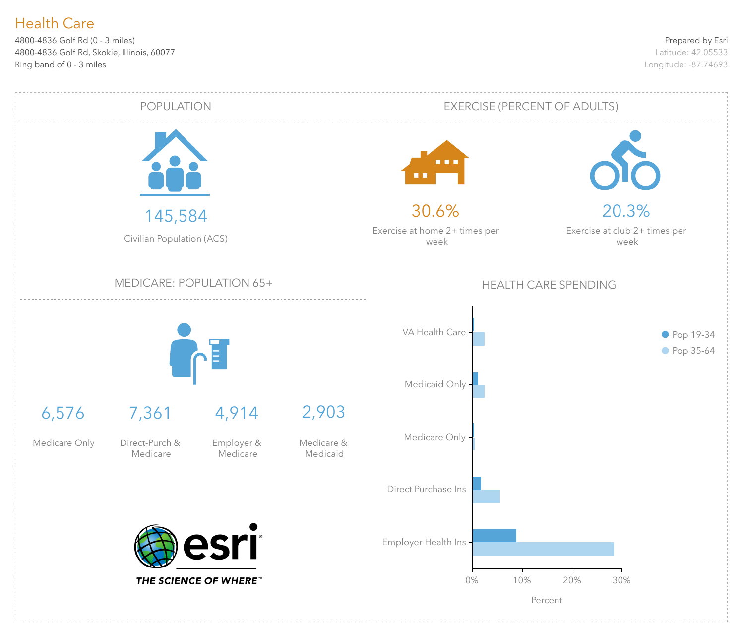# Health Care

4800-4836 Golf Rd (0 - 3 miles)
4800-4836 Golf Rd, Skokie, Illinois, 60077
Ring band of 0 - 3 miles

Prepared by Esri
Latitude: 42.05533
Longitude: -87.74693

## POPULATION

145,584

Civilian Population (ACS)

## EXERCISE (PERCENT OF ADULTS)

30.6%

Exercise at home 2+ times per week

20.3%

Exercise at club 2+ times per week

## MEDICARE: POPULATION 65+

| 6,576 | 7,361 | 4,914 | 2,903 |
|---|---|---|---|
| Medicare Only | Direct-Purch & Medicare | Employer & Medicare | Medicare & Medicaid |

## HEALTH CARE SPENDING

Categories: VA Health Care, Medicaid Only, Medicare Only, Direct Purchase Ins, Employer Health Ins

Legend: Pop 19-34, Pop 35-64

Axis: 0%, 10%, 20%, 30%

Percent

esri
THE SCIENCE OF WHERE™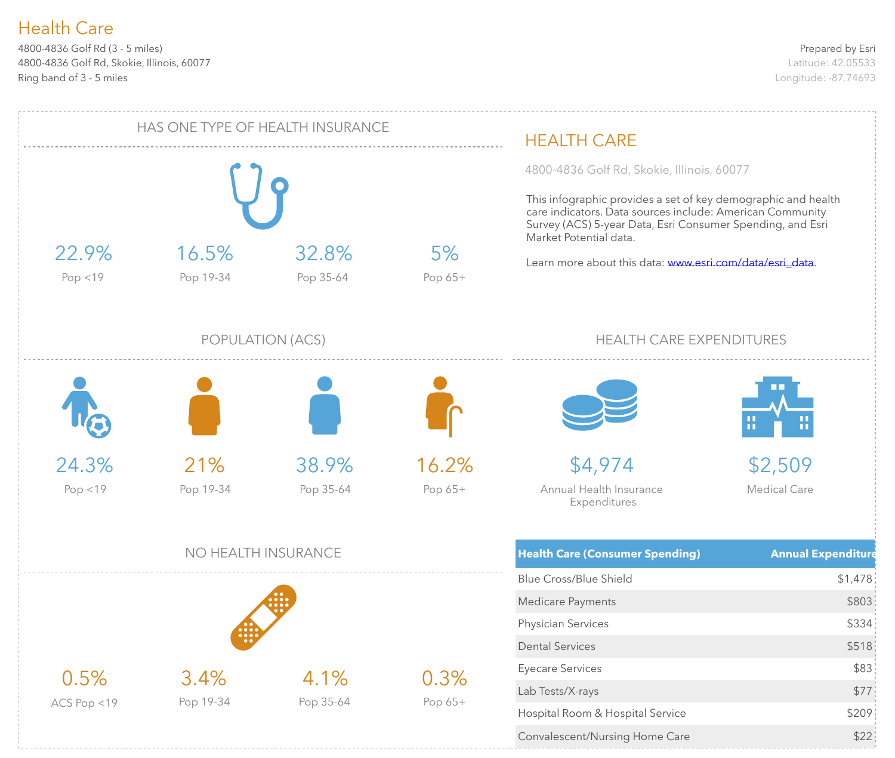# Health Care

4800-4836 Golf Rd (3 - 5 miles)
4800-4836 Golf Rd, Skokie, Illinois, 60077
Ring band of 3 - 5 miles

Prepared by Esri
Latitude: 42.05533
Longitude: -87.74693

## HAS ONE TYPE OF HEALTH INSURANCE

| 22.9% | 16.5% | 32.8% | 5% |
|---|---|---|---|
| Pop <19 | Pop 19-34 | Pop 35-64 | Pop 65+ |

## POPULATION (ACS)

| 24.3% | 21% | 38.9% | 16.2% |
|---|---|---|---|
| Pop <19 | Pop 19-34 | Pop 35-64 | Pop 65+ |

## NO HEALTH INSURANCE

| 0.5% | 3.4% | 4.1% | 0.3% |
|---|---|---|---|
| ACS Pop <19 | Pop 19-34 | Pop 35-64 | Pop 65+ |

## HEALTH CARE

4800-4836 Golf Rd, Skokie, Illinois, 60077

This infographic provides a set of key demographic and health care indicators. Data sources include: American Community Survey (ACS) 5-year Data, Esri Consumer Spending, and Esri Market Potential data.

Learn more about this data: www.esri.com/data/esri_data.

## HEALTH CARE EXPENDITURES

**$4,974**
Annual Health Insurance Expenditures

**$2,509**
Medical Care

| Health Care (Consumer Spending) | Annual Expenditure |
|---|---|
| Blue Cross/Blue Shield | $1,478 |
| Medicare Payments | $803 |
| Physician Services | $334 |
| Dental Services | $518 |
| Eyecare Services | $83 |
| Lab Tests/X-rays | $77 |
| Hospital Room & Hospital Service | $209 |
| Convalescent/Nursing Home Care | $22 |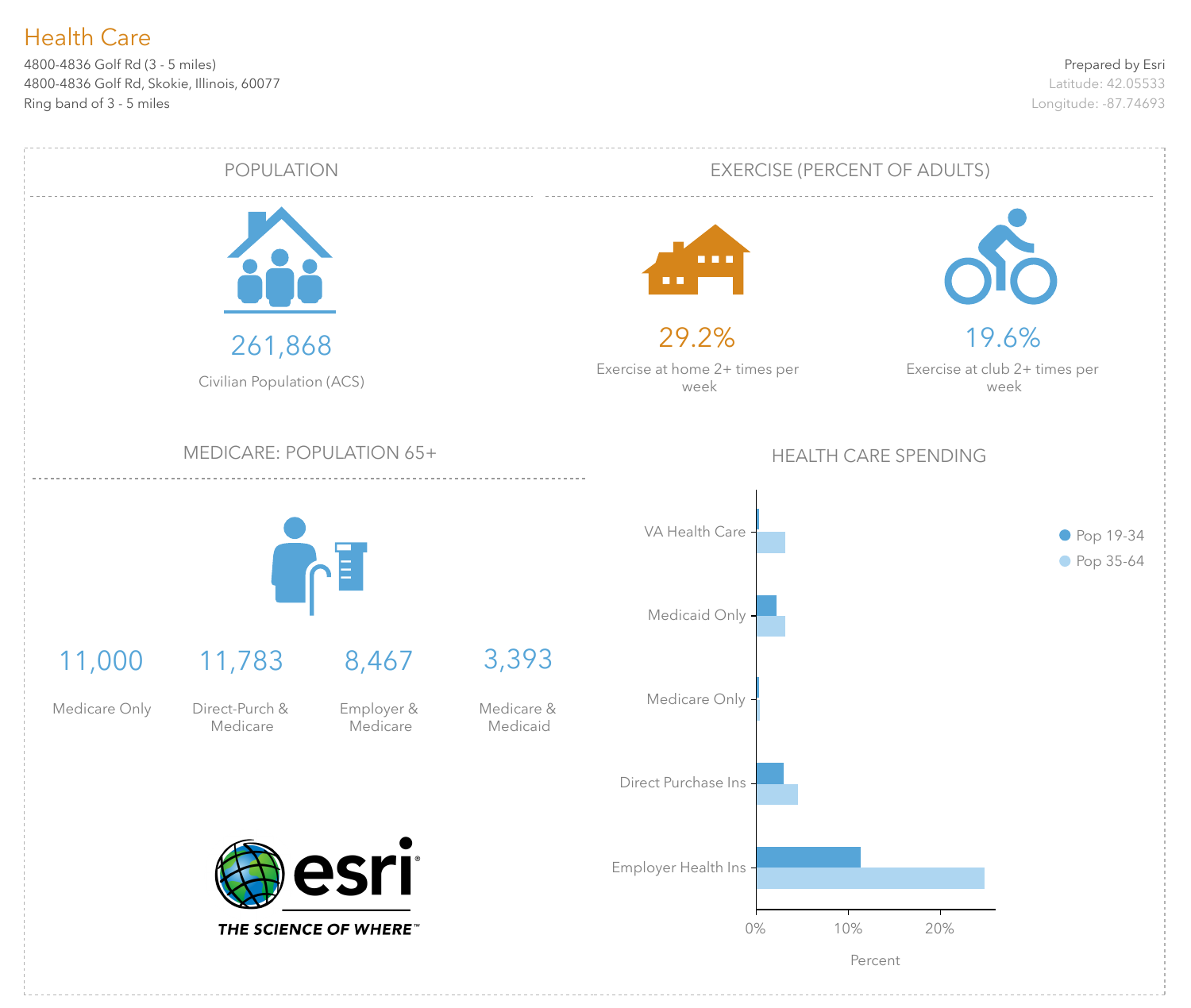# Health Care

4800-4836 Golf Rd (3 - 5 miles)
4800-4836 Golf Rd, Skokie, Illinois, 60077
Ring band of 3 - 5 miles

Prepared by Esri
Latitude: 42.05533
Longitude: -87.74693

## POPULATION

261,868
Civilian Population (ACS)

## EXERCISE (PERCENT OF ADULTS)

29.2%
Exercise at home 2+ times per week

19.6%
Exercise at club 2+ times per week

## MEDICARE: POPULATION 65+

| 11,000 | 11,783 | 8,467 | 3,393 |
|---|---|---|---|
| Medicare Only | Direct-Purch & Medicare | Employer & Medicare | Medicare & Medicaid |

## HEALTH CARE SPENDING

Categories: VA Health Care, Medicaid Only, Medicare Only, Direct Purchase Ins, Employer Health Ins

Legend: Pop 19-34, Pop 35-64

Axis: 0%, 10%, 20% — Percent

esri
THE SCIENCE OF WHERE™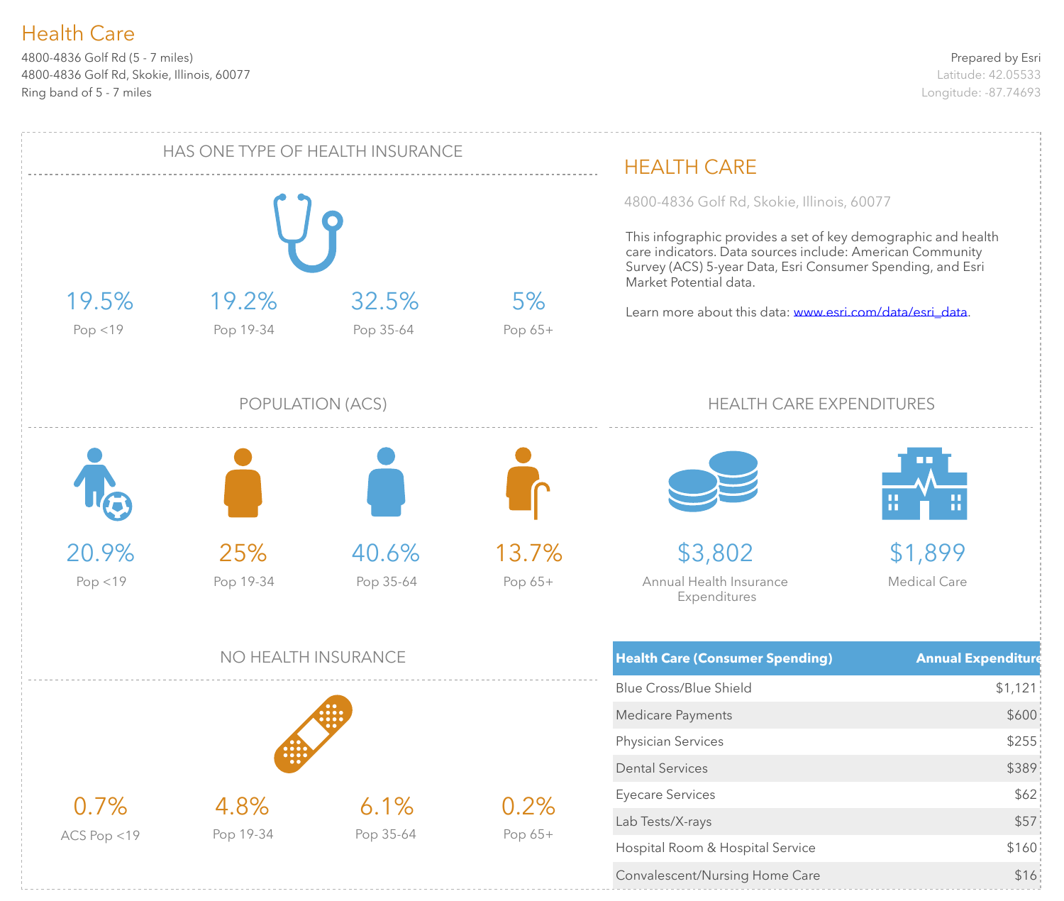# Health Care

4800-4836 Golf Rd (5 - 7 miles)
4800-4836 Golf Rd, Skokie, Illinois, 60077
Ring band of 5 - 7 miles

Prepared by Esri
Latitude: 42.05533
Longitude: -87.74693

## HAS ONE TYPE OF HEALTH INSURANCE

| 19.5% | 19.2% | 32.5% | 5% |
|---|---|---|---|
| Pop <19 | Pop 19-34 | Pop 35-64 | Pop 65+ |

## POPULATION (ACS)

| 20.9% | 25% | 40.6% | 13.7% |
|---|---|---|---|
| Pop <19 | Pop 19-34 | Pop 35-64 | Pop 65+ |

## NO HEALTH INSURANCE

| 0.7% | 4.8% | 6.1% | 0.2% |
|---|---|---|---|
| ACS Pop <19 | Pop 19-34 | Pop 35-64 | Pop 65+ |

## HEALTH CARE

4800-4836 Golf Rd, Skokie, Illinois, 60077

This infographic provides a set of key demographic and health care indicators. Data sources include: American Community Survey (ACS) 5-year Data, Esri Consumer Spending, and Esri Market Potential data.

Learn more about this data: www.esri.com/data/esri_data.

## HEALTH CARE EXPENDITURES

**$3,802**
Annual Health Insurance Expenditures

**$1,899**
Medical Care

| Health Care (Consumer Spending) | Annual Expenditure |
|---|---|
| Blue Cross/Blue Shield | $1,121 |
| Medicare Payments | $600 |
| Physician Services | $255 |
| Dental Services | $389 |
| Eyecare Services | $62 |
| Lab Tests/X-rays | $57 |
| Hospital Room & Hospital Service | $160 |
| Convalescent/Nursing Home Care | $16 |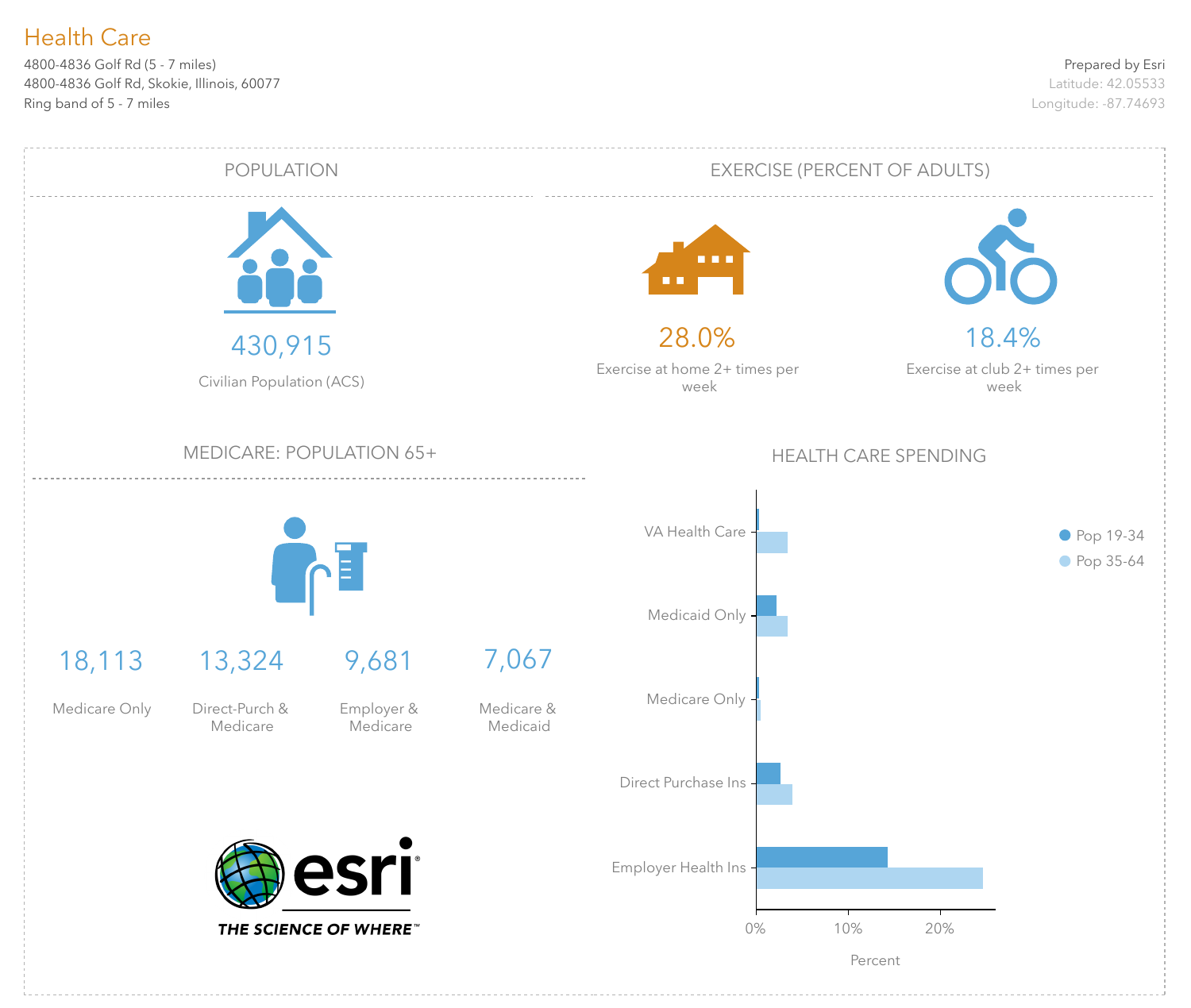# Health Care

4800-4836 Golf Rd (5 - 7 miles)
4800-4836 Golf Rd, Skokie, Illinois, 60077
Ring band of 5 - 7 miles

Prepared by Esri
Latitude: 42.05533
Longitude: -87.74693

## POPULATION

430,915

Civilian Population (ACS)

## EXERCISE (PERCENT OF ADULTS)

28.0%

Exercise at home 2+ times per week

18.4%

Exercise at club 2+ times per week

## MEDICARE: POPULATION 65+

| 18,113 | 13,324 | 9,681 | 7,067 |
|---|---|---|---|
| Medicare Only | Direct-Purch & Medicare | Employer & Medicare | Medicare & Medicaid |

## HEALTH CARE SPENDING

Categories: VA Health Care, Medicaid Only, Medicare Only, Direct Purchase Ins, Employer Health Ins

Legend: Pop 19-34, Pop 35-64

Percent: 0%, 10%, 20%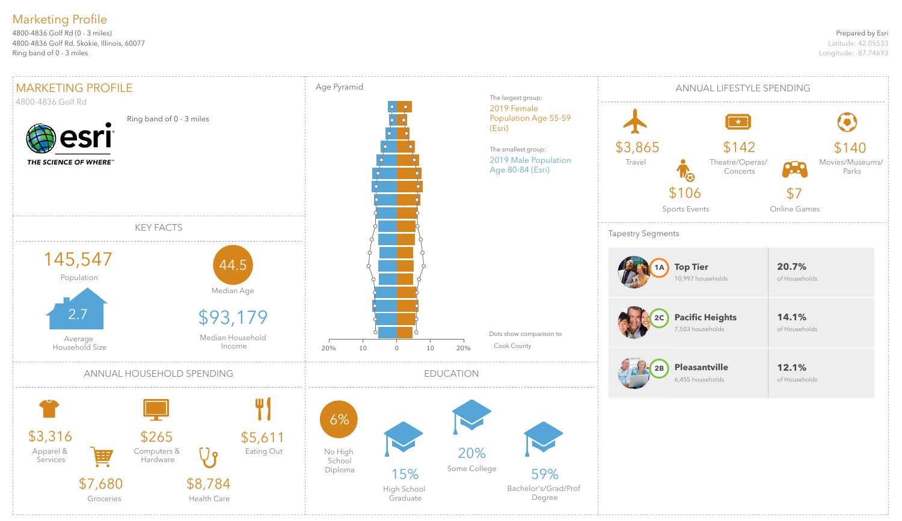# Marketing Profile

4800-4836 Golf Rd (0 - 3 miles)
4800-4836 Golf Rd, Skokie, Illinois, 60077
Ring band of 0 - 3 miles

Prepared by Esri
Latitude: 42.05533
Longitude: -87.74693

## MARKETING PROFILE

4800-4836 Golf Rd

esri THE SCIENCE OF WHERE™

Ring band of 0 - 3 miles

## KEY FACTS

145,547
Population

44.5
Median Age

2.7
Average Household Size

$93,179
Median Household Income

## Age Pyramid

The largest group:
2019 Female Population Age 55-59 (Esri)

The smallest group:
2019 Male Population Age 80-84 (Esri)

Dots show comparison to Cook County

20% 10 0 10 20%

## ANNUAL LIFESTYLE SPENDING

$3,865
Travel

$142
Theatre/Operas/Concerts

$140
Movies/Museums/Parks

$106
Sports Events

$7
Online Games

## Tapestry Segments

| Segment | Households | % of Households |
|---|---|---|
| 1A Top Tier | 10,997 households | 20.7% of Households |
| 2C Pacific Heights | 7,503 households | 14.1% of Households |
| 2B Pleasantville | 6,455 households | 12.1% of Households |

## ANNUAL HOUSEHOLD SPENDING

$3,316
Apparel & Services

$265
Computers & Hardware

$5,611
Eating Out

$7,680
Groceries

$8,784
Health Care

## EDUCATION

6%
No High School Diploma

15%
High School Graduate

20%
Some College

59%
Bachelor's/Grad/Prof Degree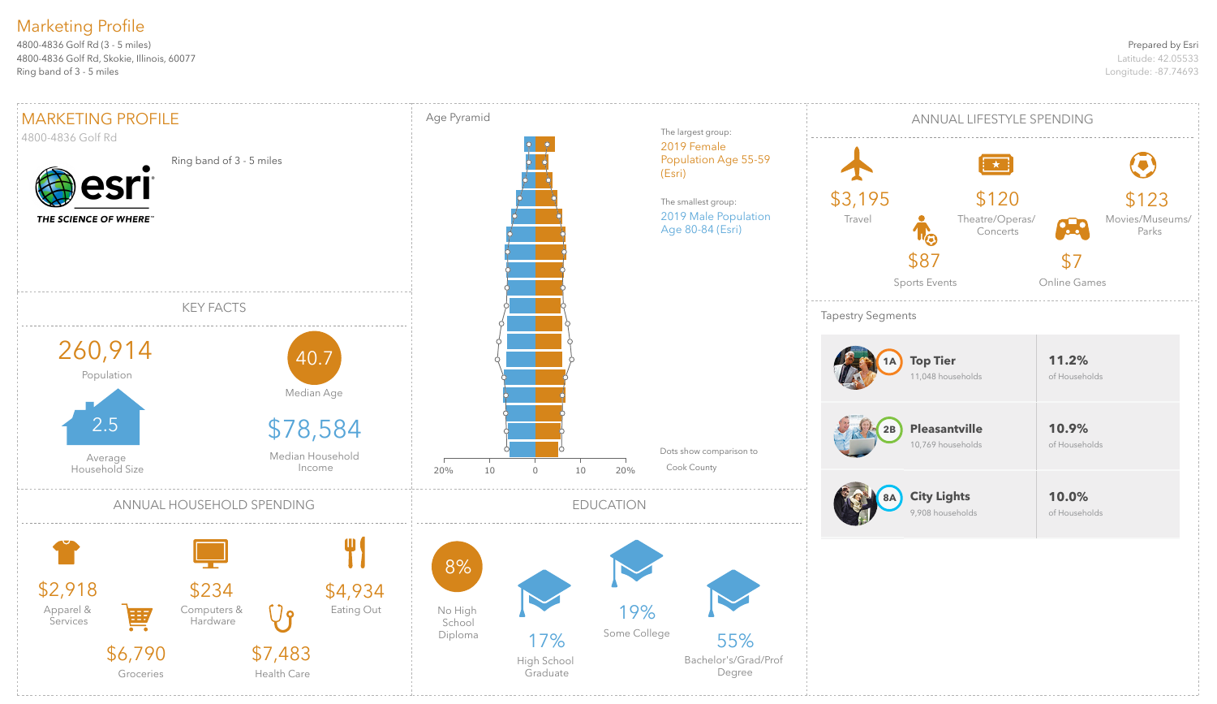# Marketing Profile

4800-4836 Golf Rd (3 - 5 miles)
4800-4836 Golf Rd, Skokie, Illinois, 60077
Ring band of 3 - 5 miles

Prepared by Esri
Latitude: 42.05533
Longitude: -87.74693

## MARKETING PROFILE

4800-4836 Golf Rd

Ring band of 3 - 5 miles

esri THE SCIENCE OF WHERE™

## KEY FACTS

260,914
Population

40.7
Median Age

2.5
Average Household Size

$78,584
Median Household Income

## Age Pyramid

The largest group:
2019 Female Population Age 55-59 (Esri)

The smallest group:
2019 Male Population Age 80-84 (Esri)

Dots show comparison to Cook County

20% 10 0 10 20%

## ANNUAL LIFESTYLE SPENDING

$3,195 Travel

$120 Theatre/Operas/Concerts

$123 Movies/Museums/Parks

$87 Sports Events

$7 Online Games

## Tapestry Segments

| | | |
|---|---|---|
| 1A | **Top Tier** 11,048 households | **11.2%** of Households |
| 2B | **Pleasantville** 10,769 households | **10.9%** of Households |
| 8A | **City Lights** 9,908 households | **10.0%** of Households |

## ANNUAL HOUSEHOLD SPENDING

$2,918 Apparel & Services

$234 Computers & Hardware

$4,934 Eating Out

$6,790 Groceries

$7,483 Health Care

## EDUCATION

8% No High School Diploma

17% High School Graduate

19% Some College

55% Bachelor's/Grad/Prof Degree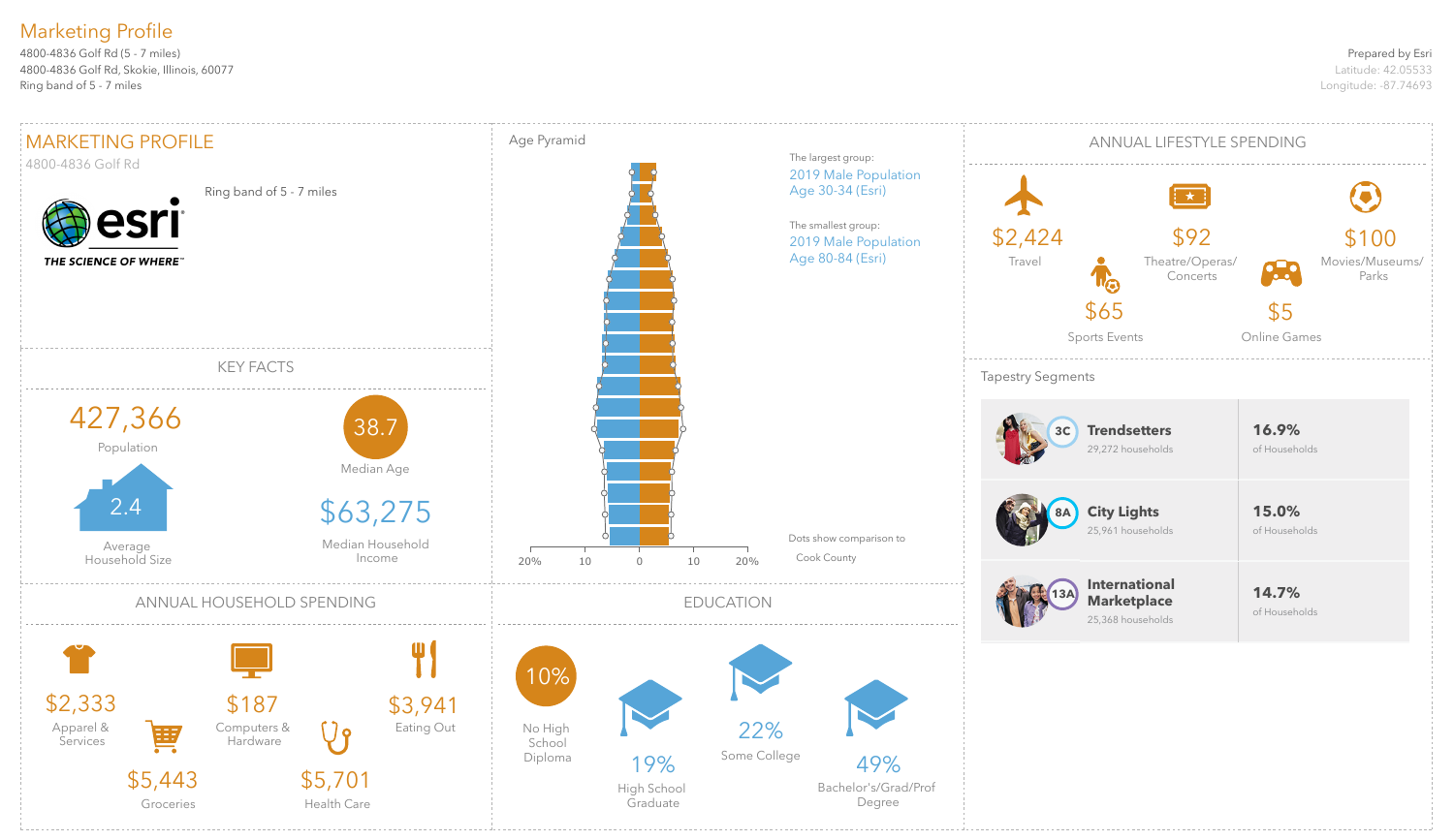# Marketing Profile

4800-4836 Golf Rd (5 - 7 miles)
4800-4836 Golf Rd, Skokie, Illinois, 60077
Ring band of 5 - 7 miles

Prepared by Esri
Latitude: 42.05533
Longitude: -87.74693

## MARKETING PROFILE

4800-4836 Golf Rd

Ring band of 5 - 7 miles

esri THE SCIENCE OF WHERE™

## KEY FACTS

- 427,366 Population
- 38.7 Median Age
- 2.4 Average Household Size
- $63,275 Median Household Income

## Age Pyramid

The largest group: 2019 Male Population Age 30-34 (Esri)

The smallest group: 2019 Male Population Age 80-84 (Esri)

Dots show comparison to Cook County

20% 10 0 10 20%

## ANNUAL LIFESTYLE SPENDING

- $2,424 Travel
- $92 Theatre/Operas/Concerts
- $100 Movies/Museums/Parks
- $65 Sports Events
- $5 Online Games

## Tapestry Segments

| Segment | Households | Share |
|---|---|---|
| 3C **Trendsetters** | 29,272 households | **16.9%** of Households |
| 8A **City Lights** | 25,961 households | **15.0%** of Households |
| 13A **International Marketplace** | 25,368 households | **14.7%** of Households |

## ANNUAL HOUSEHOLD SPENDING

- $2,333 Apparel & Services
- $187 Computers & Hardware
- $3,941 Eating Out
- $5,443 Groceries
- $5,701 Health Care

## EDUCATION

- 10% No High School Diploma
- 19% High School Graduate
- 22% Some College
- 49% Bachelor's/Grad/Prof Degree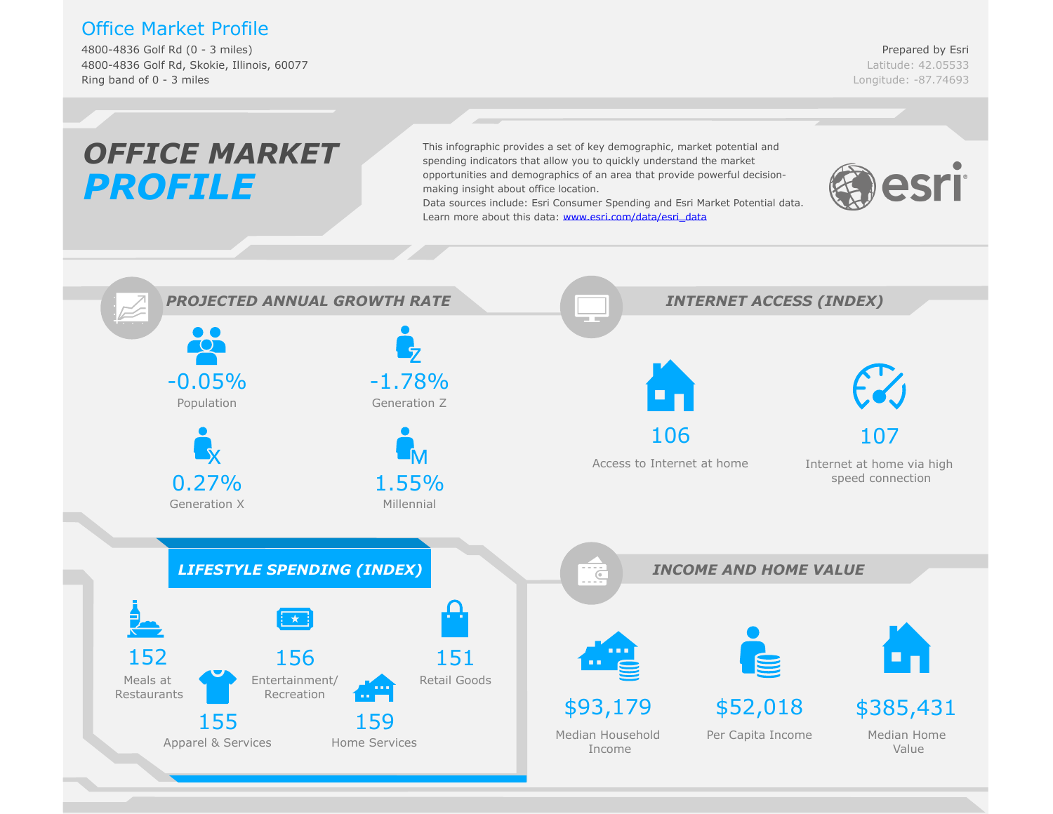# Office Market Profile

4800-4836 Golf Rd (0 - 3 miles)
4800-4836 Golf Rd, Skokie, Illinois, 60077
Ring band of 0 - 3 miles

Prepared by Esri
Latitude: 42.05533
Longitude: -87.74693

## OFFICE MARKET PROFILE

This infographic provides a set of key demographic, market potential and spending indicators that allow you to quickly understand the market opportunities and demographics of an area that provide powerful decision-making insight about office location.
Data sources include: Esri Consumer Spending and Esri Market Potential data.
Learn more about this data: www.esri.com/data/esri_data

## PROJECTED ANNUAL GROWTH RATE

- -0.05% Population
- -1.78% Generation Z
- 0.27% Generation X
- 1.55% Millennial

## INTERNET ACCESS (INDEX)

- 106 Access to Internet at home
- 107 Internet at home via high speed connection

## LIFESTYLE SPENDING (INDEX)

- 152 Meals at Restaurants
- 156 Entertainment/ Recreation
- 151 Retail Goods
- 155 Apparel & Services
- 159 Home Services

## INCOME AND HOME VALUE

- $93,179 Median Household Income
- $52,018 Per Capita Income
- $385,431 Median Home Value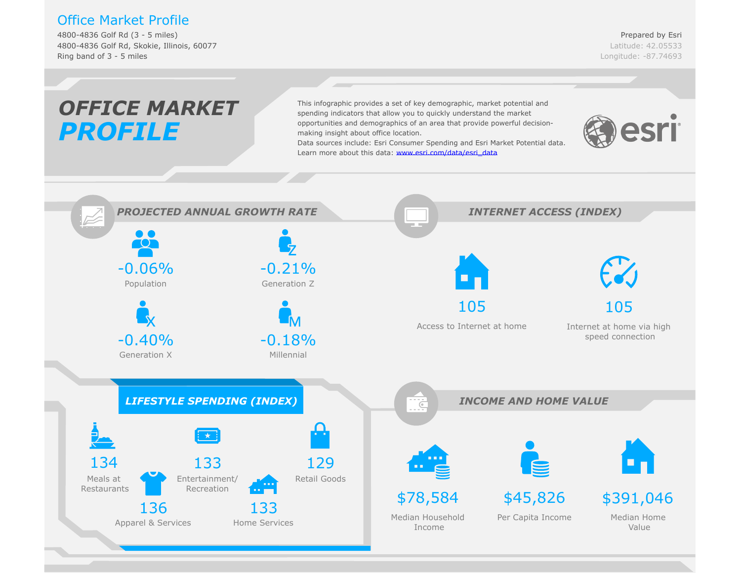# Office Market Profile

4800-4836 Golf Rd (3 - 5 miles)
4800-4836 Golf Rd, Skokie, Illinois, 60077
Ring band of 3 - 5 miles

Prepared by Esri
Latitude: 42.05533
Longitude: -87.74693

## OFFICE MARKET PROFILE

This infographic provides a set of key demographic, market potential and spending indicators that allow you to quickly understand the market opportunities and demographics of an area that provide powerful decision-making insight about office location.
Data sources include: Esri Consumer Spending and Esri Market Potential data.
Learn more about this data: www.esri.com/data/esri_data

esri

### PROJECTED ANNUAL GROWTH RATE

- -0.06% Population
- -0.21% Generation Z
- -0.40% Generation X
- -0.18% Millennial

### INTERNET ACCESS (INDEX)

- 105 Access to Internet at home
- 105 Internet at home via high speed connection

### LIFESTYLE SPENDING (INDEX)

- 134 Meals at Restaurants
- 133 Entertainment/ Recreation
- 129 Retail Goods
- 136 Apparel & Services
- 133 Home Services

### INCOME AND HOME VALUE

- $78,584 Median Household Income
- $45,826 Per Capita Income
- $391,046 Median Home Value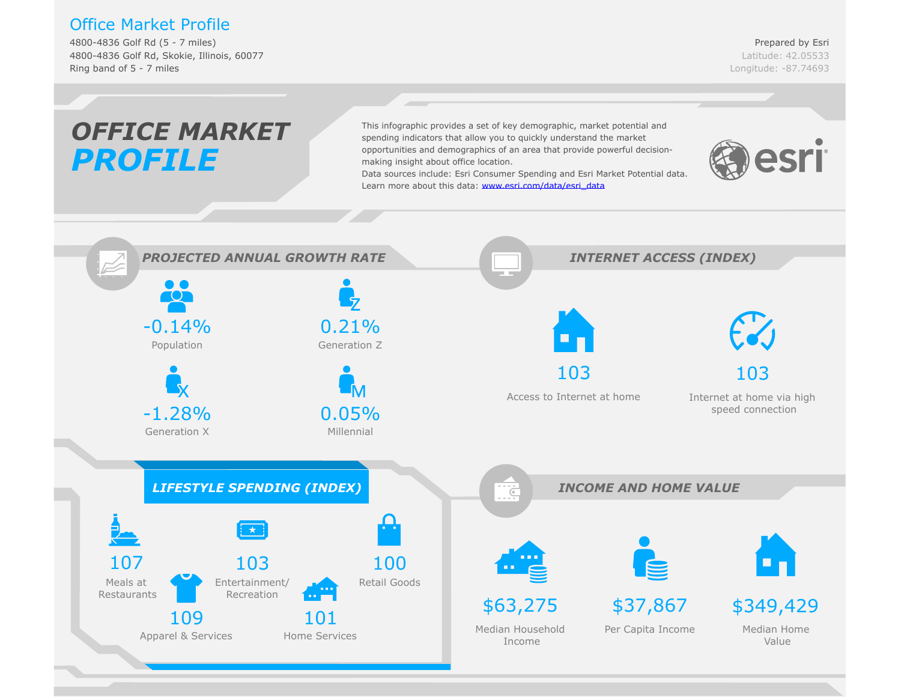# Office Market Profile

4800-4836 Golf Rd (5 - 7 miles)
4800-4836 Golf Rd, Skokie, Illinois, 60077
Ring band of 5 - 7 miles

Prepared by Esri
Latitude: 42.05533
Longitude: -87.74693

## OFFICE MARKET PROFILE

This infographic provides a set of key demographic, market potential and spending indicators that allow you to quickly understand the market opportunities and demographics of an area that provide powerful decision-making insight about office location.
Data sources include: Esri Consumer Spending and Esri Market Potential data.
Learn more about this data: www.esri.com/data/esri_data

## PROJECTED ANNUAL GROWTH RATE

| Category | Rate |
| --- | --- |
| Population | -0.14% |
| Generation Z | 0.21% |
| Generation X | -1.28% |
| Millennial | 0.05% |

## INTERNET ACCESS (INDEX)

| Category | Index |
| --- | --- |
| Access to Internet at home | 103 |
| Internet at home via high speed connection | 103 |

## LIFESTYLE SPENDING (INDEX)

| Category | Index |
| --- | --- |
| Meals at Restaurants | 107 |
| Entertainment/ Recreation | 103 |
| Retail Goods | 100 |
| Apparel & Services | 109 |
| Home Services | 101 |

## INCOME AND HOME VALUE

| Category | Value |
| --- | --- |
| Median Household Income | $63,275 |
| Per Capita Income | $37,867 |
| Median Home Value | $349,429 |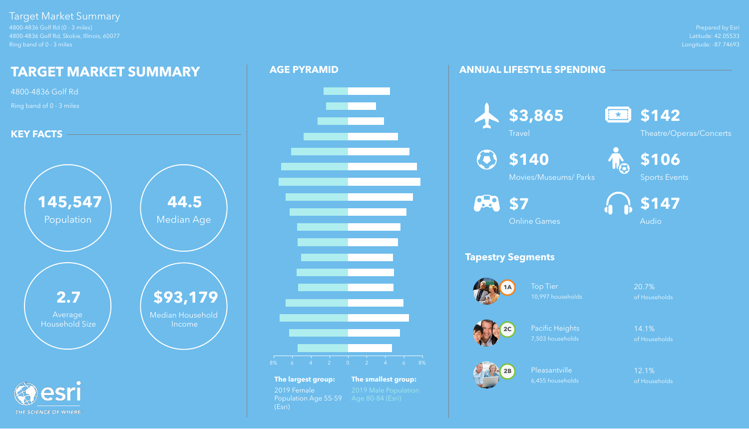# Target Market Summary

4800-4836 Golf Rd (0 - 3 miles)
4800-4836 Golf Rd, Skokie, Illinois, 60077
Ring band of 0 - 3 miles

Prepared by Esri
Latitude: 42.05533
Longitude: -87.74693

## TARGET MARKET SUMMARY

4800-4836 Golf Rd

Ring band of 0 - 3 miles

### KEY FACTS

**145,547** Population

**44.5** Median Age

**2.7** Average Household Size

**$93,179** Median Household Income

## AGE PYRAMID

**The largest group:** 2019 Female Population Age 55-59 (Esri)

**The smallest group:** 2019 Male Population Age 80-84 (Esri)

## ANNUAL LIFESTYLE SPENDING

**$3,865** Travel

**$142** Theatre/Operas/Concerts

**$140** Movies/Museums/ Parks

**$106** Sports Events

**$7** Online Games

**$147** Audio

### Tapestry Segments

| Segment | Name | Households | Share |
|---|---|---|---|
| 1A | Top Tier | 10,997 households | 20.7% of Households |
| 2C | Pacific Heights | 7,503 households | 14.1% of Households |
| 2B | Pleasantville | 6,455 households | 12.1% of Households |

esri THE SCIENCE OF WHERE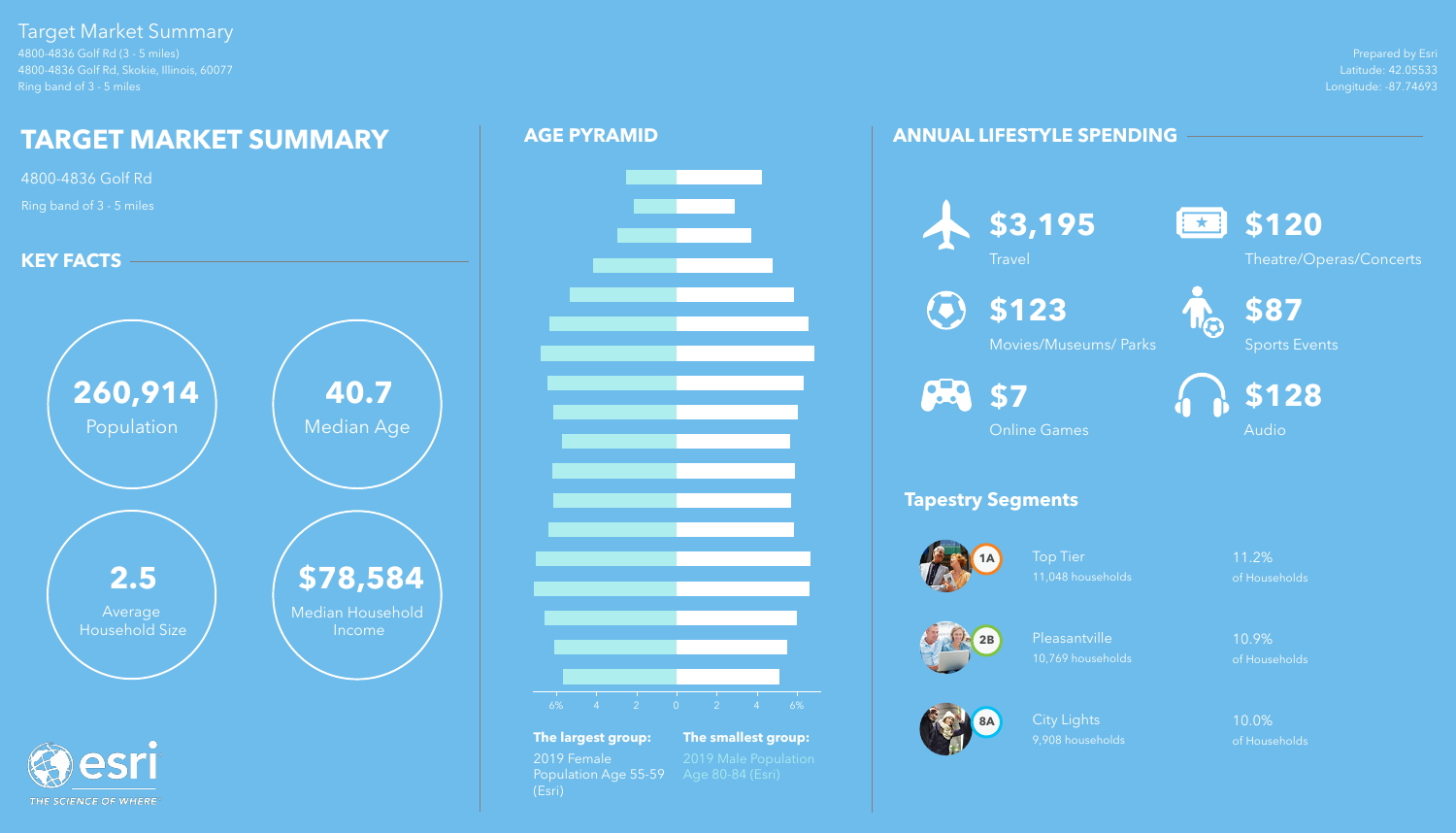Target Market Summary
4800-4836 Golf Rd (3 - 5 miles)
4800-4836 Golf Rd, Skokie, Illinois, 60077
Ring band of 3 - 5 miles

Prepared by Esri
Latitude: 42.05533
Longitude: -87.74693

# TARGET MARKET SUMMARY

4800-4836 Golf Rd

Ring band of 3 - 5 miles

## KEY FACTS

**260,914** Population

**40.7** Median Age

**2.5** Average Household Size

**$78,584** Median Household Income

## AGE PYRAMID

6% 4 2 0 2 4 6%

**The largest group:** 2019 Female Population Age 55-59 (Esri)

**The smallest group:** 2019 Male Population Age 80-84 (Esri)

## ANNUAL LIFESTYLE SPENDING

**$3,195** Travel

**$120** Theatre/Operas/Concerts

**$123** Movies/Museums/ Parks

**$87** Sports Events

**$7** Online Games

**$128** Audio

### Tapestry Segments

| Segment | Name | Households | Share |
|---|---|---|---|
| 1A | Top Tier | 11,048 households | 11.2% of Households |
| 2B | Pleasantville | 10,769 households | 10.9% of Households |
| 8A | City Lights | 9,908 households | 10.0% of Households |

esri THE SCIENCE OF WHERE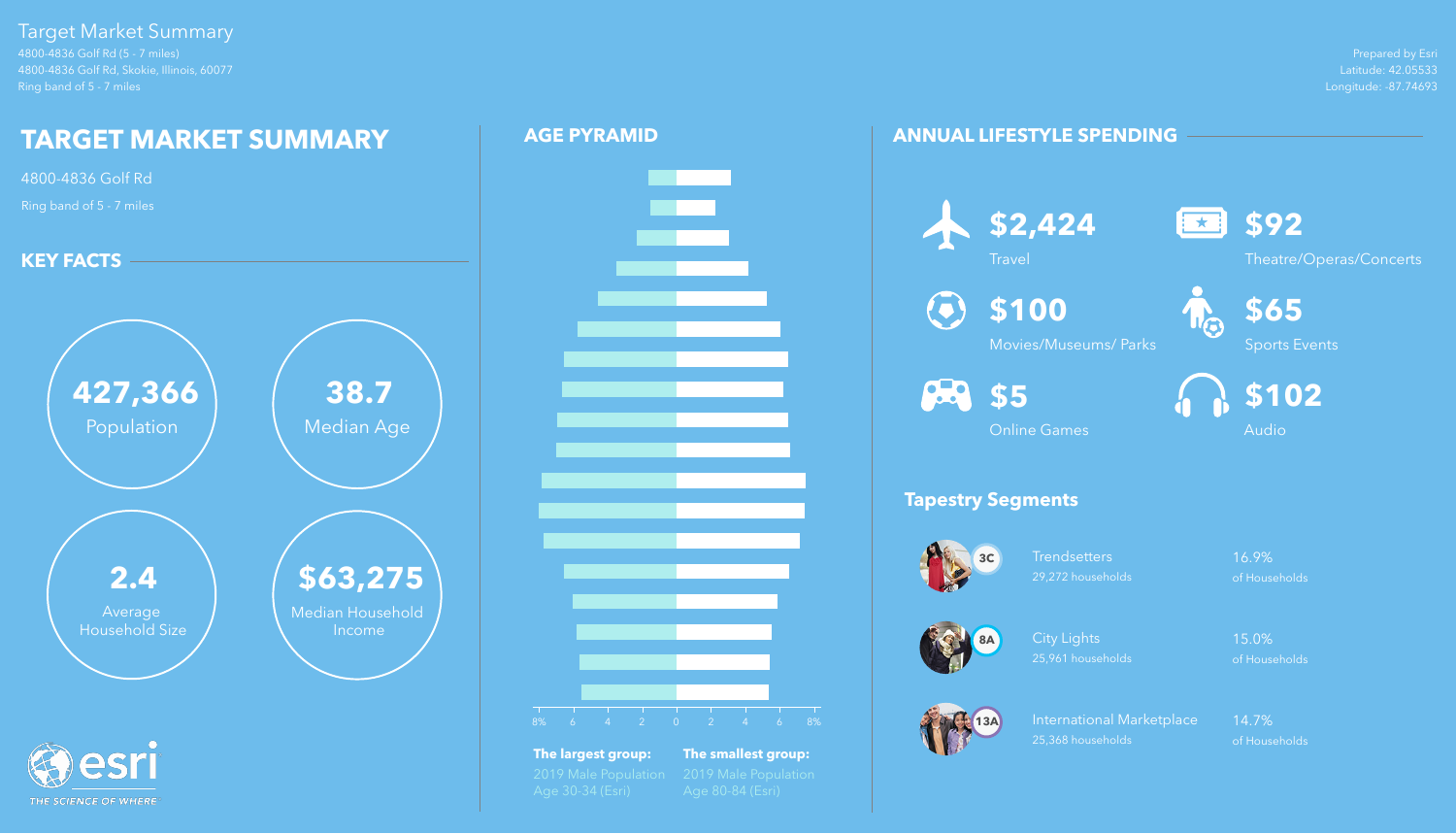Target Market Summary

4800-4836 Golf Rd (5 - 7 miles)

4800-4836 Golf Rd, Skokie, Illinois, 60077

Ring band of 5 - 7 miles

Prepared by Esri

Latitude: 42.05533

Longitude: -87.74693

# TARGET MARKET SUMMARY

4800-4836 Golf Rd

Ring band of 5 - 7 miles

## KEY FACTS

**427,366**
Population

**38.7**
Median Age

**2.4**
Average Household Size

**$63,275**
Median Household Income

esri

THE SCIENCE OF WHERE

## AGE PYRAMID

8% 6 4 2 0 2 4 6 8%

**The largest group:** 2019 Male Population Age 30-34 (Esri)

**The smallest group:** 2019 Male Population Age 80-84 (Esri)

## ANNUAL LIFESTYLE SPENDING

**$2,424**
Travel

**$92**
Theatre/Operas/Concerts

**$100**
Movies/Museums/ Parks

**$65**
Sports Events

**$5**
Online Games

**$102**
Audio

### Tapestry Segments

3C — Trendsetters — 29,272 households — 16.9% of Households

8A — City Lights — 25,961 households — 15.0% of Households

13A — International Marketplace — 25,368 households — 14.7% of Households